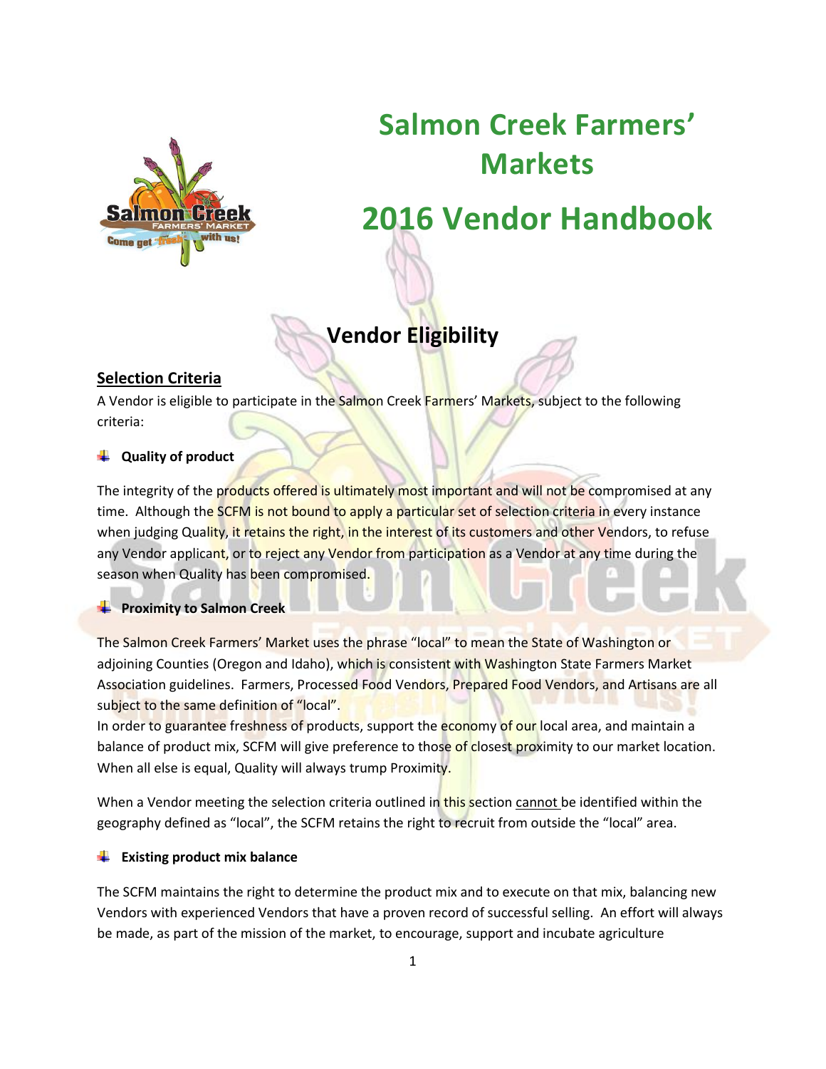# Salmon Creek Farmers' Markets

# 2016 Vendor Handbook

## Vendor Eligibility

### Selection Criteria

A Vendor is eligible to participate in the Salmon Creek Farmers' Markets, subject to the following criteria:

- **Quality of product**

The integrity of the products offered is ultimately most important and will not be compromised at any time. Although the SCFM is not bound to apply a particular set of selection criteria in every instance when judging Quality, it retains the right, in the interest of its customers and other Vendors, to refuse any Vendor applicant, or to reject any Vendor from participation as a Vendor at any time during the season when Quality has been compromised.

- **Proximity to Salmon Creek**

The Salmon Creek Farmers' Market uses the phrase "local" to mean the State of Washington or adjoining Counties (Oregon and Idaho), which is consistent with Washington State Farmers Market Association guidelines. Farmers, Processed Food Vendors, Prepared Food Vendors, and Artisans are all subject to the same definition of "local".

In order to guarantee freshness of products, support the economy of our local area, and maintain a balance of product mix, SCFM will give preference to those of closest proximity to our market location. When all else is equal, Quality will always trump Proximity.

When a Vendor meeting the selection criteria outlined in this section cannot be identified within the geography defined as "local", the SCFM retains the right to recruit from outside the "local" area.

- **Existing product mix balance**

The SCFM maintains the right to determine the product mix and to execute on that mix, balancing new Vendors with experienced Vendors that have a proven record of successful selling. An effort will always be made, as part of the mission of the market, to encourage, support and incubate agriculture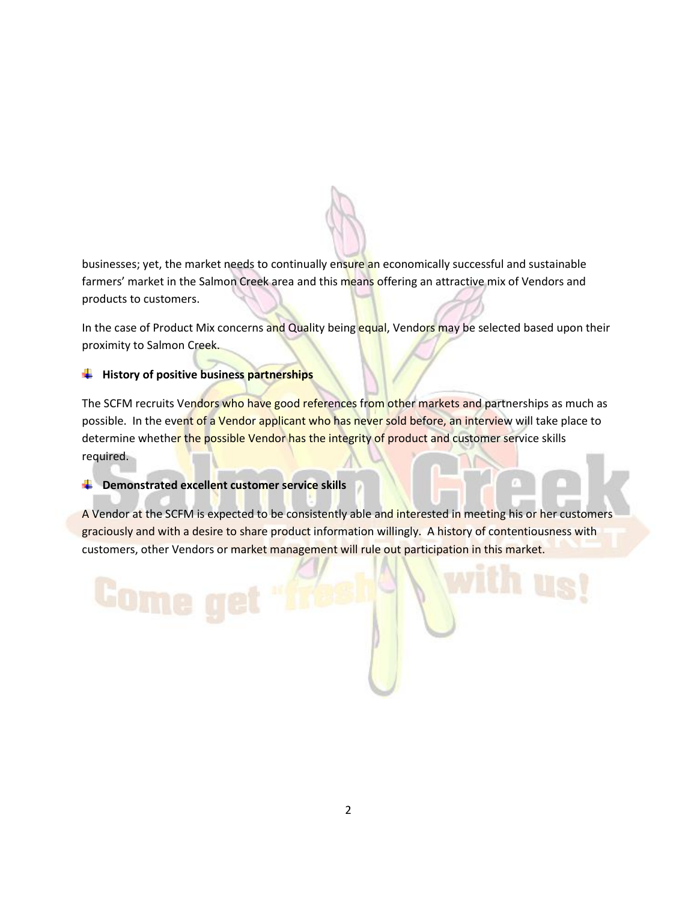businesses; yet, the market needs to continually ensure an economically successful and sustainable farmers' market in the Salmon Creek area and this means offering an attractive mix of Vendors and products to customers.

In the case of Product Mix concerns and Quality being equal, Vendors may be selected based upon their proximity to Salmon Creek.

- **History of positive business partnerships**

The SCFM recruits Vendors who have good references from other markets and partnerships as much as possible. In the event of a Vendor applicant who has never sold before, an interview will take place to determine whether the possible Vendor has the integrity of product and customer service skills required.

- **Demonstrated excellent customer service skills**

A Vendor at the SCFM is expected to be consistently able and interested in meeting his or her customers graciously and with a desire to share product information willingly. A history of contentiousness with customers, other Vendors or market management will rule out participation in this market.